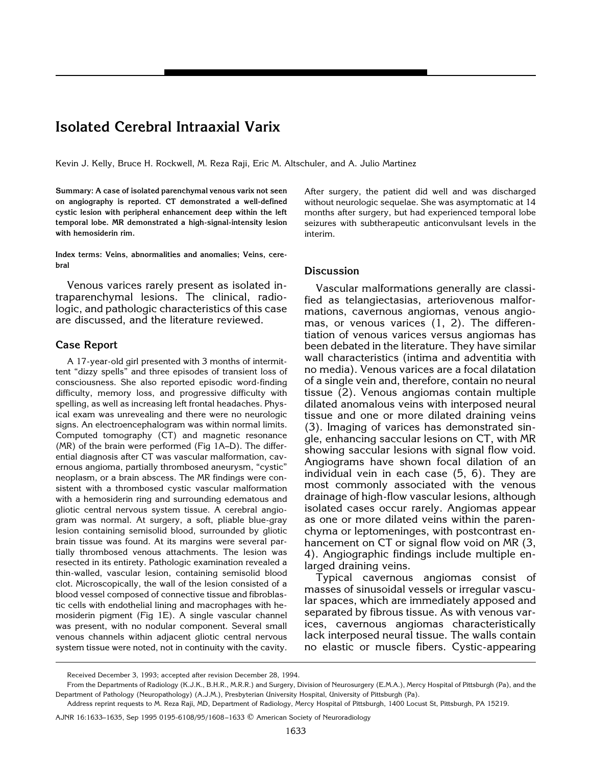# Isolated Cerebral Intraaxial Varix

Kevin J. Kelly, Bruce H. Rockwell, M. Reza Raji, Eric M. Altschuler, and A. Julio Martinez

**Summary: A case of isolated parenchymal venous varix not seen on angiography is reported. CT demonstrated a well-defined cystic lesion with peripheral enhancement deep within the left temporal lobe. MR demonstrated a high-signal-intensity lesion with hemosiderin rim.**

**Index terms: Veins, abnormalities and anomalies; Veins, cerebral**

Venous varices rarely present as isolated intraparenchymal lesions. The clinical, radiologic, and pathologic characteristics of this case are discussed, and the literature reviewed.

## Case Report

A 17-year-old girl presented with 3 months of intermittent "dizzy spells" and three episodes of transient loss of consciousness. She also reported episodic word-finding difficulty, memory loss, and progressive difficulty with spelling, as well as increasing left frontal headaches. Physical exam was unrevealing and there were no neurologic signs. An electroencephalogram was within normal limits. Computed tomography (CT) and magnetic resonance (MR) of the brain were performed (Fig 1A–D). The differential diagnosis after CT was vascular malformation, cavernous angioma, partially thrombosed aneurysm, "cystic" neoplasm, or a brain abscess. The MR findings were consistent with a thrombosed cystic vascular malformation with a hemosiderin ring and surrounding edematous and gliotic central nervous system tissue. A cerebral angiogram was normal. At surgery, a soft, pliable blue-gray lesion containing semisolid blood, surrounded by gliotic brain tissue was found. At its margins were several partially thrombosed venous attachments. The lesion was resected in its entirety. Pathologic examination revealed a thin-walled, vascular lesion, containing semisolid blood clot. Microscopically, the wall of the lesion consisted of a blood vessel composed of connective tissue and fibroblastic cells with endothelial lining and macrophages with hemosiderin pigment (Fig 1E). A single vascular channel was present, with no nodular component. Several small venous channels within adjacent gliotic central nervous system tissue were noted, not in continuity with the cavity.

After surgery, the patient did well and was discharged without neurologic sequelae. She was asymptomatic at 14 months after surgery, but had experienced temporal lobe seizures with subtherapeutic anticonvulsant levels in the interim.

## Discussion

Vascular malformations generally are classified as telangiectasias, arteriovenous malformations, cavernous angiomas, venous angiomas, or venous varices (1, 2). The differentiation of venous varices versus angiomas has been debated in the literature. They have similar wall characteristics (intima and adventitia with no media). Venous varices are a focal dilatation of a single vein and, therefore, contain no neural tissue (2). Venous angiomas contain multiple dilated anomalous veins with interposed neural tissue and one or more dilated draining veins (3). Imaging of varices has demonstrated single, enhancing saccular lesions on CT, with MR showing saccular lesions with signal flow void. Angiograms have shown focal dilation of an individual vein in each case (5, 6). They are most commonly associated with the venous drainage of high-flow vascular lesions, although isolated cases occur rarely. Angiomas appear as one or more dilated veins within the parenchyma or leptomeninges, with postcontrast enhancement on CT or signal flow void on MR (3, 4). Angiographic findings include multiple enlarged draining veins.

Typical cavernous angiomas consist of masses of sinusoidal vessels or irregular vascular spaces, which are immediately apposed and separated by fibrous tissue. As with venous varices, cavernous angiomas characteristically lack interposed neural tissue. The walls contain no elastic or muscle fibers. Cystic-appearing

Received December 3, 1993; accepted after revision December 28, 1994.

From the Departments of Radiology (K.J.K., B.H.R., M.R.R.) and Surgery, Division of Neurosurgery (E.M.A.), Mercy Hospital of Pittsburgh (Pa), and the Department of Pathology (Neuropathology) (A.J.M.), Presbyterian University Hospital, University of Pittsburgh (Pa).

Address reprint requests to M. Reza Raji, MD, Department of Radiology, Mercy Hospital of Pittsburgh, 1400 Locust St, Pittsburgh, PA 15219.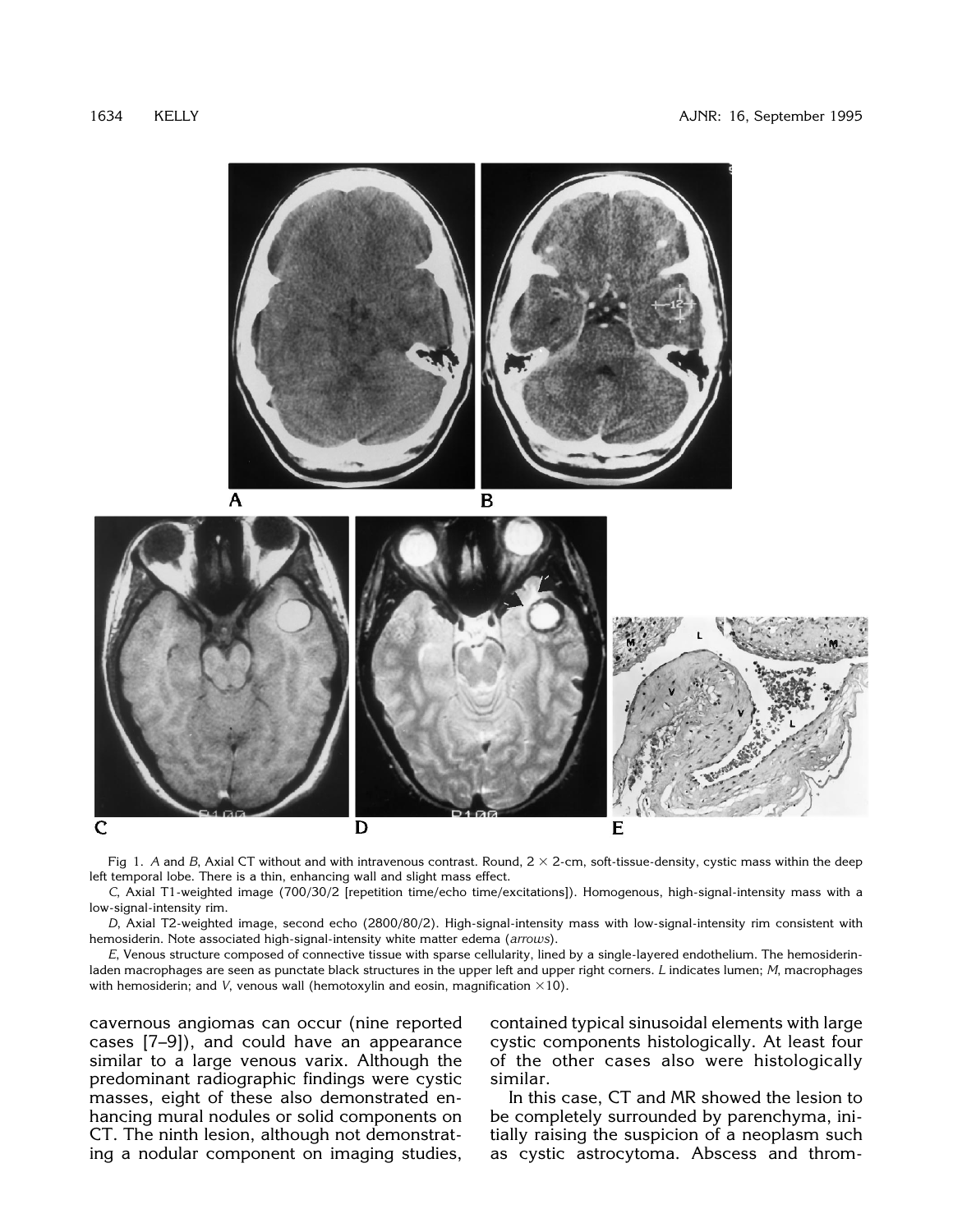Fig 1. *A* and *B*, Axial CT without and with intravenous contrast. Round, 2 × 2-cm, soft-tissue-density, cystic mass within the deep left temporal lobe. There is a thin, enhancing wall and slight mass effect.

*C*, Axial T1-weighted image (700/30/2 [repetition time/echo time/excitations]). Homogenous, high-signal-intensity mass with a low-signal-intensity rim.

*D*, Axial T2-weighted image, second echo (2800/80/2). High-signal-intensity mass with low-signal-intensity rim consistent with hemosiderin. Note associated high-signal-intensity white matter edema (*arrows*).

*E*, Venous structure composed of connective tissue with sparse cellularity, lined by a single-layered endothelium. The hemosiderin-laden macrophages are seen as punctate black structures in the upper left and upper right corners. *L* indicates lumen; *M*, macrophages with hemosiderin; and *V*, venous wall (hemotoxylin and eosin, magnification ×10).

cavernous angiomas can occur (nine reported cases [7–9]), and could have an appearance similar to a large venous varix. Although the predominant radiographic findings were cystic masses, eight of these also demonstrated enhancing mural nodules or solid components on CT. The ninth lesion, although not demonstrating a nodular component on imaging studies, contained typical sinusoidal elements with large cystic components histologically. At least four of the other cases also were histologically similar.

In this case, CT and MR showed the lesion to be completely surrounded by parenchyma, initially raising the suspicion of a neoplasm such as cystic astrocytoma. Abscess and throm-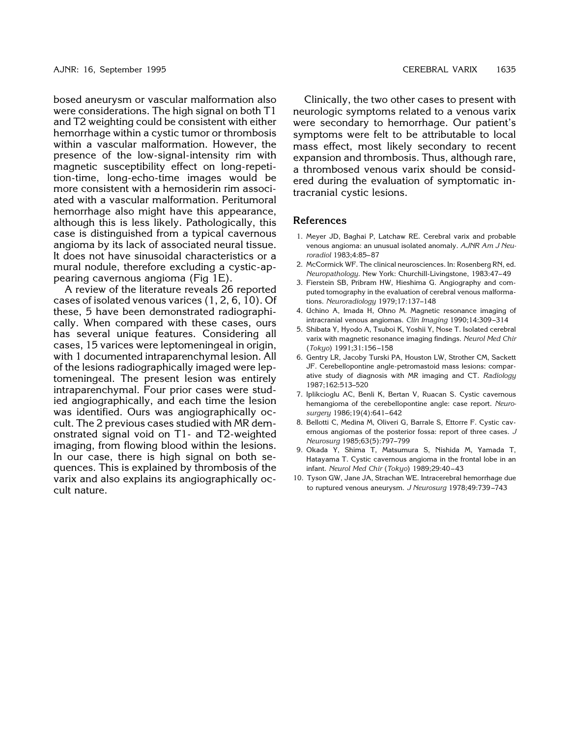bosed aneurysm or vascular malformation also were considerations. The high signal on both T1 and T2 weighting could be consistent with either hemorrhage within a cystic tumor or thrombosis within a vascular malformation. However, the presence of the low-signal-intensity rim with magnetic susceptibility effect on long-repetition-time, long-echo-time images would be more consistent with a hemosiderin rim associated with a vascular malformation. Peritumoral hemorrhage also might have this appearance, although this is less likely. Pathologically, this case is distinguished from a typical cavernous angioma by its lack of associated neural tissue. It does not have sinusoidal characteristics or a mural nodule, therefore excluding a cystic-appearing cavernous angioma (Fig 1E).

A review of the literature reveals 26 reported cases of isolated venous varices (1, 2, 6, 10). Of these, 5 have been demonstrated radiographically. When compared with these cases, ours has several unique features. Considering all cases, 15 varices were leptomeningeal in origin, with 1 documented intraparenchymal lesion. All of the lesions radiographically imaged were leptomeningeal. The present lesion was entirely intraparenchymal. Four prior cases were studied angiographically, and each time the lesion was identified. Ours was angiographically occult. The 2 previous cases studied with MR demonstrated signal void on T1- and T2-weighted imaging, from flowing blood within the lesions. In our case, there is high signal on both sequences. This is explained by thrombosis of the varix and also explains its angiographically occult nature.

Clinically, the two other cases to present with neurologic symptoms related to a venous varix were secondary to hemorrhage. Our patient's symptoms were felt to be attributable to local mass effect, most likely secondary to recent expansion and thrombosis. Thus, although rare, a thrombosed venous varix should be considered during the evaluation of symptomatic intracranial cystic lesions.

## References

1. Meyer JD, Baghai P, Latchaw RE. Cerebral varix and probable venous angioma: an unusual isolated anomaly. *AJNR Am J Neuroradiol* 1983;4:85–87
2. McCormick WF. The clinical neurosciences. In: Rosenberg RN, ed. *Neuropathology*. New York: Churchill-Livingstone, 1983:47–49
3. Fierstein SB, Pribram HW, Hieshima G. Angiography and computed tomography in the evaluation of cerebral venous malformations. *Neuroradiology* 1979;17:137–148
4. Uchino A, Imada H, Ohno M. Magnetic resonance imaging of intracranial venous angiomas. *Clin Imaging* 1990;14:309–314
5. Shibata Y, Hyodo A, Tsuboi K, Yoshii Y, Nose T. Isolated cerebral varix with magnetic resonance imaging findings. *Neurol Med Chir (Tokyo)* 1991;31:156–158
6. Gentry LR, Jacoby Turski PA, Houston LW, Strother CM, Sackett JF. Cerebellopontine angle-petromastoid mass lesions: comparative study of diagnosis with MR imaging and CT. *Radiology* 1987;162:513–520
7. Iplikcioglu AC, Benli K, Bertan V, Ruacan S. Cystic cavernous hemangioma of the cerebellopontine angle: case report. *Neurosurgery* 1986;19(4):641–642
8. Bellotti C, Medina M, Oliveri G, Barrale S, Ettorre F. Cystic cavernous angiomas of the posterior fossa: report of three cases. *J Neurosurg* 1985;63(5):797–799
9. Okada Y, Shima T, Matsumura S, Nishida M, Yamada T, Hatayama T. Cystic cavernous angioma in the frontal lobe in an infant. *Neurol Med Chir (Tokyo)* 1989;29:40–43
10. Tyson GW, Jane JA, Strachan WE. Intracerebral hemorrhage due to ruptured venous aneurysm. *J Neurosurg* 1978;49:739–743